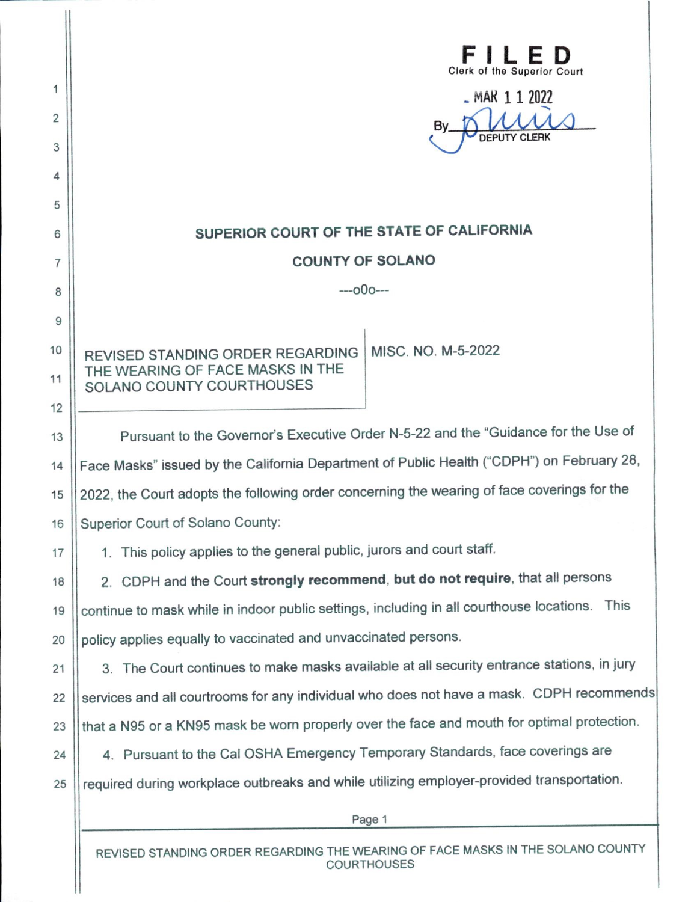**FILED**
Clerk of the Superior Court

MAR 11 2022

By ________ DEPUTY CLERK

## SUPERIOR COURT OF THE STATE OF CALIFORNIA

## COUNTY OF SOLANO

---o0o---

| REVISED STANDING ORDER REGARDING THE WEARING OF FACE MASKS IN THE SOLANO COUNTY COURTHOUSES | MISC. NO. M-5-2022 |
|---|---|

Pursuant to the Governor's Executive Order N-5-22 and the "Guidance for the Use of Face Masks" issued by the California Department of Public Health ("CDPH") on February 28, 2022, the Court adopts the following order concerning the wearing of face coverings for the Superior Court of Solano County:

1. This policy applies to the general public, jurors and court staff.

2. CDPH and the Court **strongly recommend**, **but do not require**, that all persons continue to mask while in indoor public settings, including in all courthouse locations. This policy applies equally to vaccinated and unvaccinated persons.

3. The Court continues to make masks available at all security entrance stations, in jury services and all courtrooms for any individual who does not have a mask. CDPH recommends that a N95 or a KN95 mask be worn properly over the face and mouth for optimal protection.

4. Pursuant to the Cal OSHA Emergency Temporary Standards, face coverings are required during workplace outbreaks and while utilizing employer-provided transportation.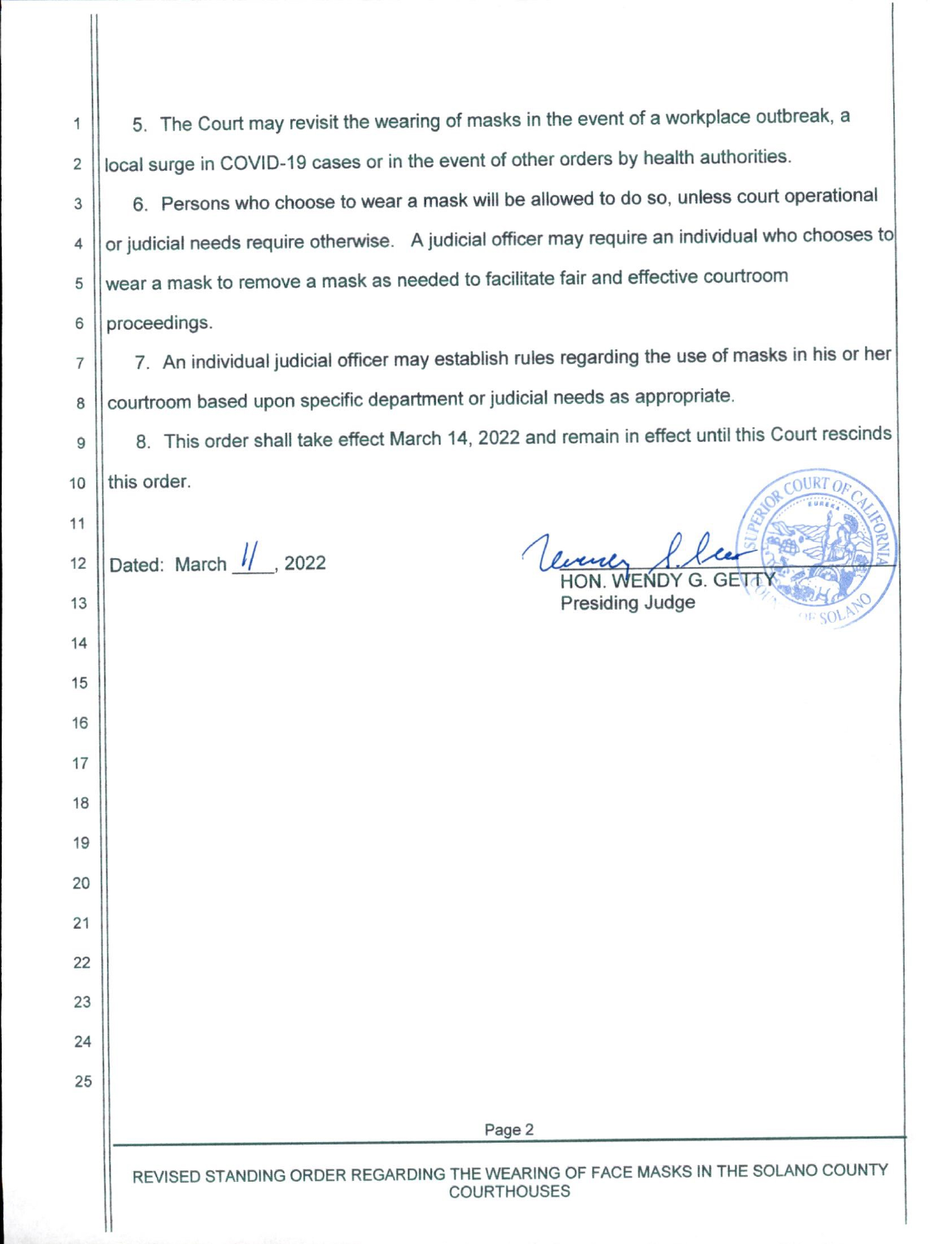5. The Court may revisit the wearing of masks in the event of a workplace outbreak, a local surge in COVID-19 cases or in the event of other orders by health authorities.

6. Persons who choose to wear a mask will be allowed to do so, unless court operational or judicial needs require otherwise. A judicial officer may require an individual who chooses to wear a mask to remove a mask as needed to facilitate fair and effective courtroom proceedings.

7. An individual judicial officer may establish rules regarding the use of masks in his or her courtroom based upon specific department or judicial needs as appropriate.

8. This order shall take effect March 14, 2022 and remain in effect until this Court rescinds this order.

Dated: March 11, 2022

HON. WENDY G. GETTY
Presiding Judge

REVISED STANDING ORDER REGARDING THE WEARING OF FACE MASKS IN THE SOLANO COUNTY COURTHOUSES